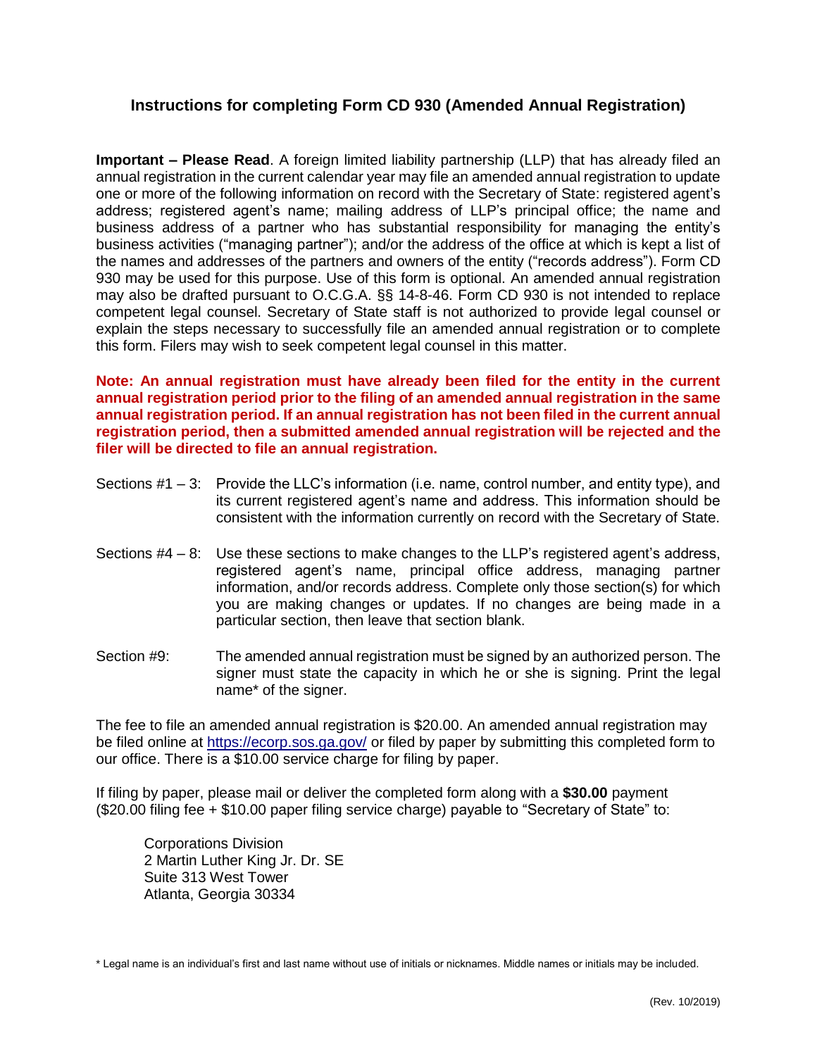## Instructions for completing Form CD 930 (Amended Annual Registration)

**Important – Please Read**. A foreign limited liability partnership (LLP) that has already filed an annual registration in the current calendar year may file an amended annual registration to update one or more of the following information on record with the Secretary of State: registered agent's address; registered agent's name; mailing address of LLP's principal office; the name and business address of a partner who has substantial responsibility for managing the entity's business activities ("managing partner"); and/or the address of the office at which is kept a list of the names and addresses of the partners and owners of the entity ("records address"). Form CD 930 may be used for this purpose. Use of this form is optional. An amended annual registration may also be drafted pursuant to O.C.G.A. §§ 14-8-46. Form CD 930 is not intended to replace competent legal counsel. Secretary of State staff is not authorized to provide legal counsel or explain the steps necessary to successfully file an amended annual registration or to complete this form. Filers may wish to seek competent legal counsel in this matter.

**Note: An annual registration must have already been filed for the entity in the current annual registration period prior to the filing of an amended annual registration in the same annual registration period. If an annual registration has not been filed in the current annual registration period, then a submitted amended annual registration will be rejected and the filer will be directed to file an annual registration.**

Sections #1 – 3: Provide the LLC's information (i.e. name, control number, and entity type), and its current registered agent's name and address. This information should be consistent with the information currently on record with the Secretary of State.

Sections #4 – 8: Use these sections to make changes to the LLP's registered agent's address, registered agent's name, principal office address, managing partner information, and/or records address. Complete only those section(s) for which you are making changes or updates. If no changes are being made in a particular section, then leave that section blank.

Section #9: The amended annual registration must be signed by an authorized person. The signer must state the capacity in which he or she is signing. Print the legal name* of the signer.

The fee to file an amended annual registration is $20.00. An amended annual registration may be filed online at https://ecorp.sos.ga.gov/ or filed by paper by submitting this completed form to our office. There is a $10.00 service charge for filing by paper.

If filing by paper, please mail or deliver the completed form along with a **$30.00** payment ($20.00 filing fee + $10.00 paper filing service charge) payable to "Secretary of State" to:

Corporations Division
2 Martin Luther King Jr. Dr. SE
Suite 313 West Tower
Atlanta, Georgia 30334

\* Legal name is an individual's first and last name without use of initials or nicknames. Middle names or initials may be included.

(Rev. 10/2019)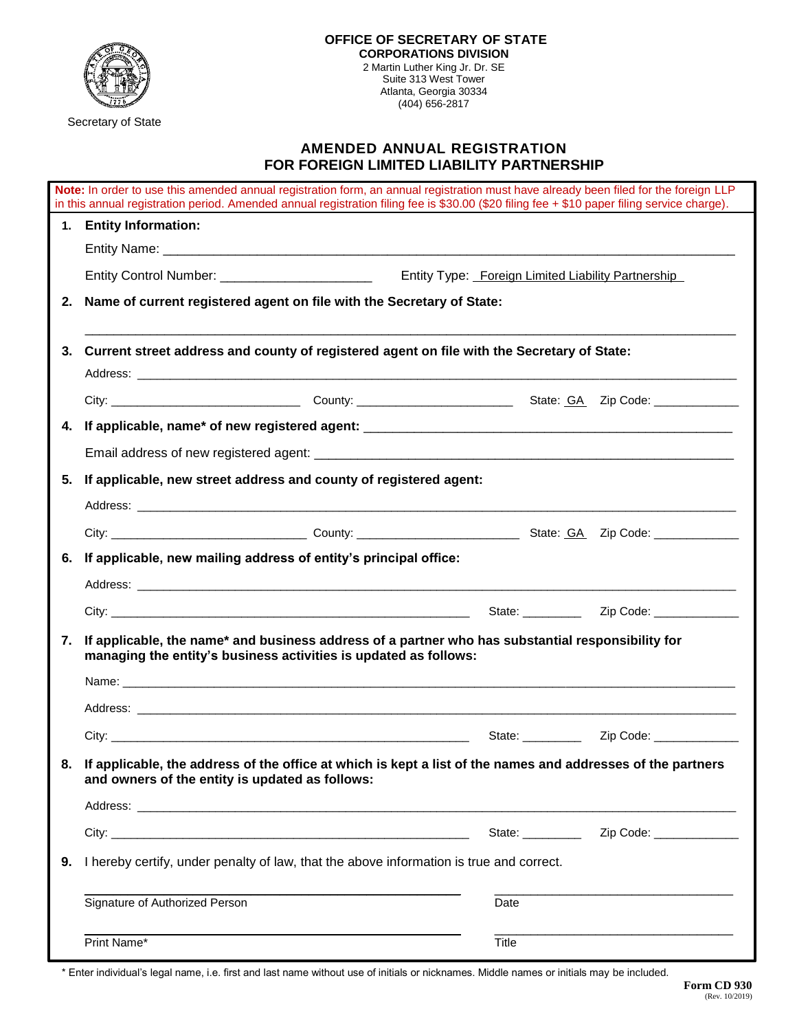Secretary of State

**OFFICE OF SECRETARY OF STATE**
**CORPORATIONS DIVISION**
2 Martin Luther King Jr. Dr. SE
Suite 313 West Tower
Atlanta, Georgia 30334
(404) 656-2817

# AMENDED ANNUAL REGISTRATION FOR FOREIGN LIMITED LIABILITY PARTNERSHIP

**Note:** In order to use this amended annual registration form, an annual registration must have already been filed for the foreign LLP in this annual registration period. Amended annual registration filing fee is $30.00 ($20 filing fee + $10 paper filing service charge).

**1. Entity Information:**

Entity Name: ____________________________________________

Entity Control Number: ____________________ Entity Type: Foreign Limited Liability Partnership

**2. Name of current registered agent on file with the Secretary of State:**

____________________________________________

**3. Current street address and county of registered agent on file with the Secretary of State:**

Address: ____________________________________________

City: ____________________ County: ____________________ State: GA Zip Code: ____________

**4. If applicable, name* of new registered agent:** ____________________________________________

Email address of new registered agent: ____________________________________________

**5. If applicable, new street address and county of registered agent:**

Address: ____________________________________________

City: ____________________ County: ____________________ State: GA Zip Code: ____________

**6. If applicable, new mailing address of entity's principal office:**

Address: ____________________________________________

City: ____________________ State: ________ Zip Code: ____________

**7. If applicable, the name* and business address of a partner who has substantial responsibility for managing the entity's business activities is updated as follows:**

Name: ____________________________________________

Address: ____________________________________________

City: ____________________ State: ________ Zip Code: ____________

**8. If applicable, the address of the office at which is kept a list of the names and addresses of the partners and owners of the entity is updated as follows:**

Address: ____________________________________________

City: ____________________ State: ________ Zip Code: ____________

**9.** I hereby certify, under penalty of law, that the above information is true and correct.

____________________________________ ____________________________
Signature of Authorized Person Date

____________________________________ ____________________________
Print Name* Title

* Enter individual's legal name, i.e. first and last name without use of initials or nicknames. Middle names or initials may be included.

Form CD 930
(Rev. 10/2019)